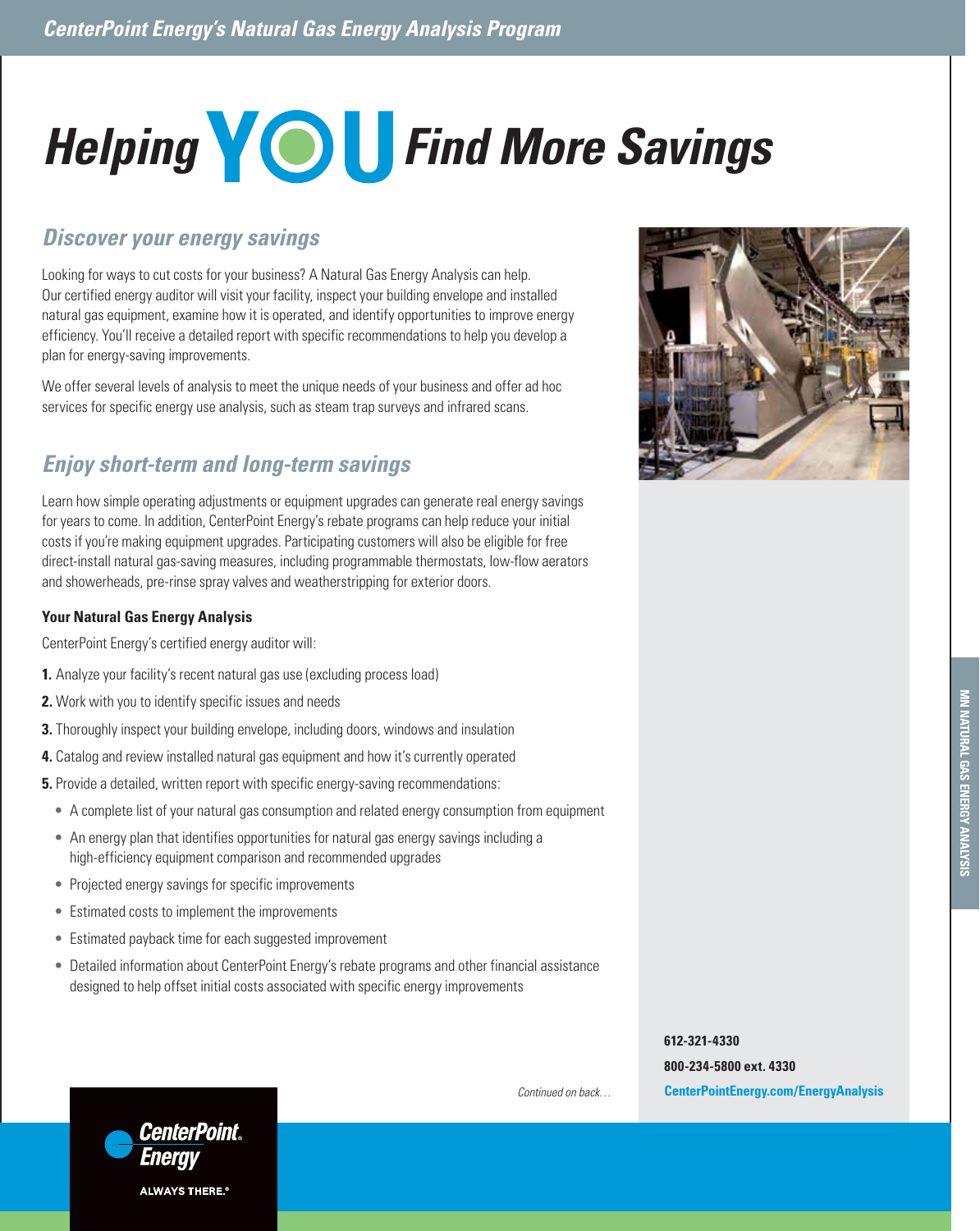# Helping YOU Find More Savings

## Discover your energy savings

Looking for ways to cut costs for your business? A Natural Gas Energy Analysis can help. Our certified energy auditor will visit your facility, inspect your building envelope and installed natural gas equipment, examine how it is operated, and identify opportunities to improve energy efficiency. You'll receive a detailed report with specific recommendations to help you develop a plan for energy-saving improvements.

We offer several levels of analysis to meet the unique needs of your business and offer ad hoc services for specific energy use analysis, such as steam trap surveys and infrared scans.

## Enjoy short-term and long-term savings

Learn how simple operating adjustments or equipment upgrades can generate real energy savings for years to come. In addition, CenterPoint Energy's rebate programs can help reduce your initial costs if you're making equipment upgrades. Participating customers will also be eligible for free direct-install natural gas-saving measures, including programmable thermostats, low-flow aerators and showerheads, pre-rinse spray valves and weatherstripping for exterior doors.

**Your Natural Gas Energy Analysis**

CenterPoint Energy's certified energy auditor will:

1. Analyze your facility's recent natural gas use (excluding process load)
2. Work with you to identify specific issues and needs
3. Thoroughly inspect your building envelope, including doors, windows and insulation
4. Catalog and review installed natural gas equipment and how it's currently operated
5. Provide a detailed, written report with specific energy-saving recommendations:
   - A complete list of your natural gas consumption and related energy consumption from equipment
   - An energy plan that identifies opportunities for natural gas energy savings including a high-efficiency equipment comparison and recommended upgrades
   - Projected energy savings for specific improvements
   - Estimated costs to implement the improvements
   - Estimated payback time for each suggested improvement
   - Detailed information about CenterPoint Energy's rebate programs and other financial assistance designed to help offset initial costs associated with specific energy improvements

*Continued on back…*

**612-321-4330**
**800-234-5800 ext. 4330**
**CenterPointEnergy.com/EnergyAnalysis**

MN NATURAL GAS ENERGY ANALYSIS

CenterPoint. Energy
ALWAYS THERE.®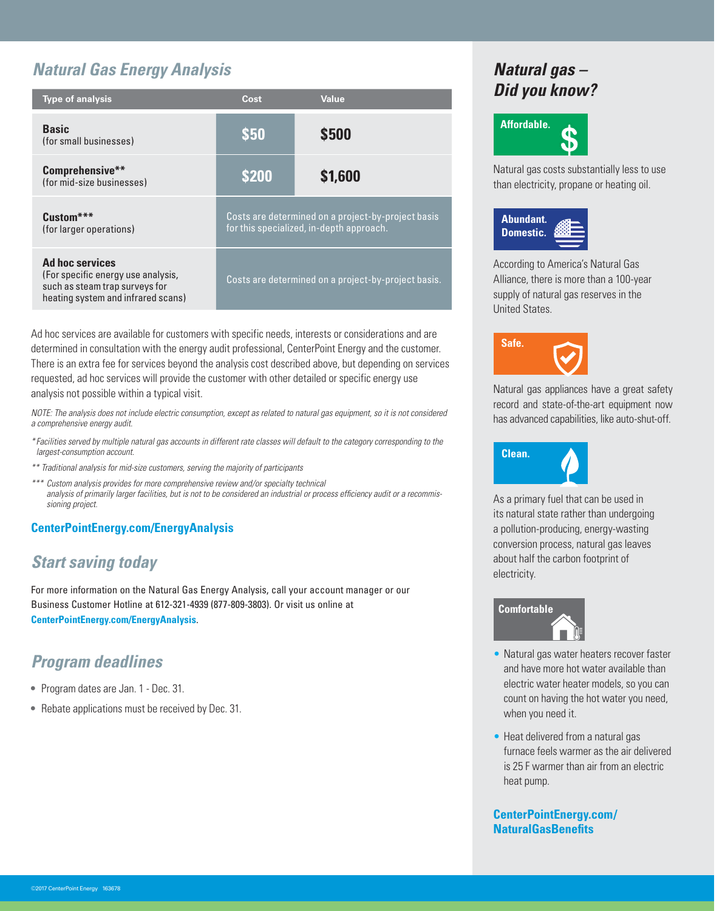## Natural Gas Energy Analysis

| Type of analysis | Cost | Value |
|---|---|---|
| **Basic** (for small businesses) | $50 | $500 |
| **Comprehensive**** (for mid-size businesses) | $200 | $1,600 |
| **Custom***** (for larger operations) | Costs are determined on a project-by-project basis for this specialized, in-depth approach. | |
| **Ad hoc services** (For specific energy use analysis, such as steam trap surveys for heating system and infrared scans) | Costs are determined on a project-by-project basis. | |

Ad hoc services are available for customers with specific needs, interests or considerations and are determined in consultation with the energy audit professional, CenterPoint Energy and the customer. There is an extra fee for services beyond the analysis cost described above, but depending on services requested, ad hoc services will provide the customer with other detailed or specific energy use analysis not possible within a typical visit.

*NOTE: The analysis does not include electric consumption, except as related to natural gas equipment, so it is not considered a comprehensive energy audit.*

*\*Facilities served by multiple natural gas accounts in different rate classes will default to the category corresponding to the largest-consumption account.*

*\*\* Traditional analysis for mid-size customers, serving the majority of participants*

*\*\*\* Custom analysis provides for more comprehensive review and/or specialty technical analysis of primarily larger facilities, but is not to be considered an industrial or process efficiency audit or a recommissioning project.*

**CenterPointEnergy.com/EnergyAnalysis**

## Start saving today

For more information on the Natural Gas Energy Analysis, call your account manager or our Business Customer Hotline at 612-321-4939 (877-809-3803). Or visit us online at **CenterPointEnergy.com/EnergyAnalysis**.

## Program deadlines

- Program dates are Jan. 1 - Dec. 31.
- Rebate applications must be received by Dec. 31.

## Natural gas – Did you know?

**Affordable.**

Natural gas costs substantially less to use than electricity, propane or heating oil.

**Abundant. Domestic.**

According to America's Natural Gas Alliance, there is more than a 100-year supply of natural gas reserves in the United States.

**Safe.**

Natural gas appliances have a great safety record and state-of-the-art equipment now has advanced capabilities, like auto-shut-off.

**Clean.**

As a primary fuel that can be used in its natural state rather than undergoing a pollution-producing, energy-wasting conversion process, natural gas leaves about half the carbon footprint of electricity.

**Comfortable**

- Natural gas water heaters recover faster and have more hot water available than electric water heater models, so you can count on having the hot water you need, when you need it.
- Heat delivered from a natural gas furnace feels warmer as the air delivered is 25 F warmer than air from an electric heat pump.

**CenterPointEnergy.com/NaturalGasBenefits**

©2017 CenterPoint Energy 163678